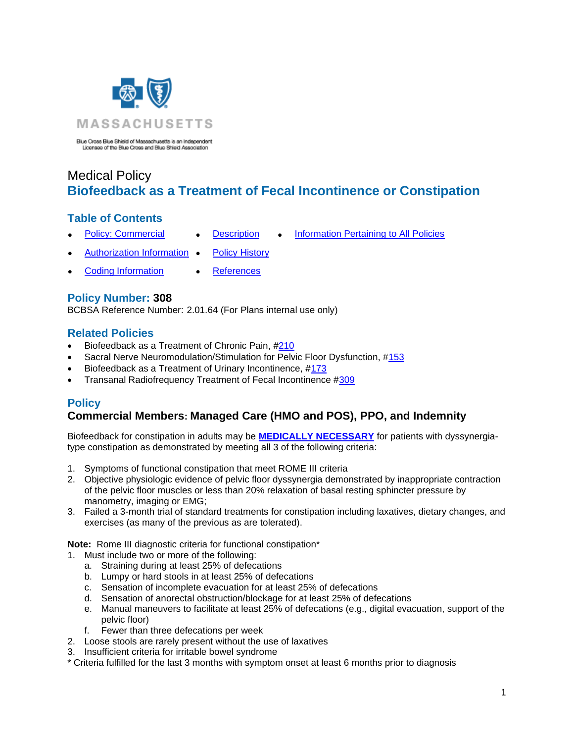MASSACHUSETTS

Blue Cross Blue Shield of Massachusetts is an Independent Licensee of the Blue Cross and Blue Shield Association

Medical Policy

# Biofeedback as a Treatment of Fecal Incontinence or Constipation

## Table of Contents

- Policy: Commercial
- Authorization Information
- Coding Information
- Description
- Policy History
- References
- Information Pertaining to All Policies

## Policy Number: 308

BCBSA Reference Number: 2.01.64 (For Plans internal use only)

## Related Policies

- Biofeedback as a Treatment of Chronic Pain, #210
- Sacral Nerve Neuromodulation/Stimulation for Pelvic Floor Dysfunction, #153
- Biofeedback as a Treatment of Urinary Incontinence, #173
- Transanal Radiofrequency Treatment of Fecal Incontinence #309

## Policy

### Commercial Members: Managed Care (HMO and POS), PPO, and Indemnity

Biofeedback for constipation in adults may be **MEDICALLY NECESSARY** for patients with dyssynergia-type constipation as demonstrated by meeting all 3 of the following criteria:

1. Symptoms of functional constipation that meet ROME III criteria
2. Objective physiologic evidence of pelvic floor dyssynergia demonstrated by inappropriate contraction of the pelvic floor muscles or less than 20% relaxation of basal resting sphincter pressure by manometry, imaging or EMG;
3. Failed a 3-month trial of standard treatments for constipation including laxatives, dietary changes, and exercises (as many of the previous as are tolerated).

**Note:** Rome III diagnostic criteria for functional constipation*

1. Must include two or more of the following:
   a. Straining during at least 25% of defecations
   b. Lumpy or hard stools in at least 25% of defecations
   c. Sensation of incomplete evacuation for at least 25% of defecations
   d. Sensation of anorectal obstruction/blockage for at least 25% of defecations
   e. Manual maneuvers to facilitate at least 25% of defecations (e.g., digital evacuation, support of the pelvic floor)
   f. Fewer than three defecations per week
2. Loose stools are rarely present without the use of laxatives
3. Insufficient criteria for irritable bowel syndrome

* Criteria fulfilled for the last 3 months with symptom onset at least 6 months prior to diagnosis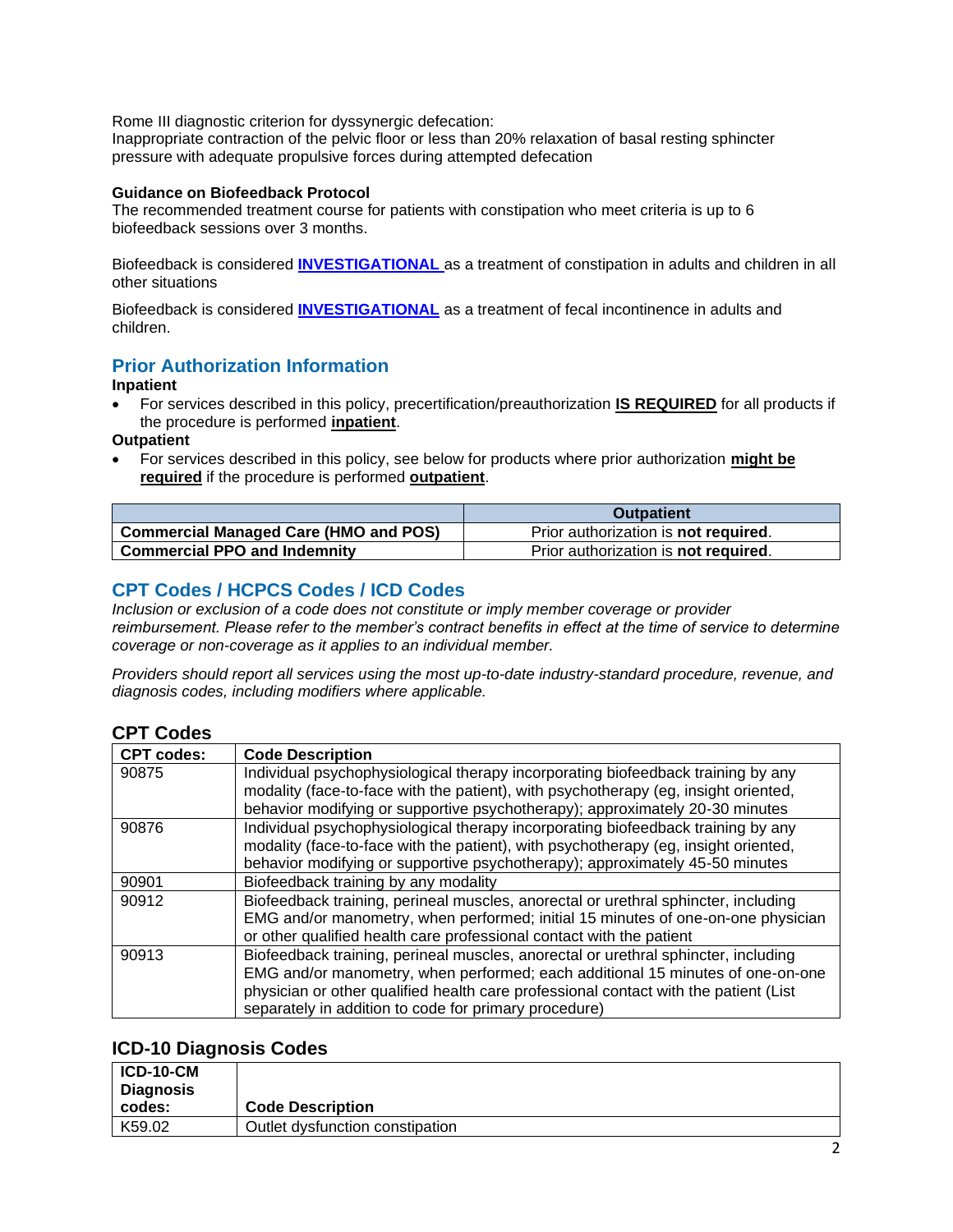Rome III diagnostic criterion for dyssynergic defecation:
Inappropriate contraction of the pelvic floor or less than 20% relaxation of basal resting sphincter pressure with adequate propulsive forces during attempted defecation

**Guidance on Biofeedback Protocol**
The recommended treatment course for patients with constipation who meet criteria is up to 6 biofeedback sessions over 3 months.

Biofeedback is considered **INVESTIGATIONAL** as a treatment of constipation in adults and children in all other situations

Biofeedback is considered **INVESTIGATIONAL** as a treatment of fecal incontinence in adults and children.

## Prior Authorization Information

**Inpatient**

- For services described in this policy, precertification/preauthorization **IS REQUIRED** for all products if the procedure is performed **inpatient**.

**Outpatient**

- For services described in this policy, see below for products where prior authorization **might be required** if the procedure is performed **outpatient**.

| | Outpatient |
|---|---|
| **Commercial Managed Care (HMO and POS)** | Prior authorization is **not required**. |
| **Commercial PPO and Indemnity** | Prior authorization is **not required**. |

## CPT Codes / HCPCS Codes / ICD Codes

*Inclusion or exclusion of a code does not constitute or imply member coverage or provider reimbursement. Please refer to the member's contract benefits in effect at the time of service to determine coverage or non-coverage as it applies to an individual member.*

*Providers should report all services using the most up-to-date industry-standard procedure, revenue, and diagnosis codes, including modifiers where applicable.*

### CPT Codes

| CPT codes: | Code Description |
|---|---|
| 90875 | Individual psychophysiological therapy incorporating biofeedback training by any modality (face-to-face with the patient), with psychotherapy (eg, insight oriented, behavior modifying or supportive psychotherapy); approximately 20-30 minutes |
| 90876 | Individual psychophysiological therapy incorporating biofeedback training by any modality (face-to-face with the patient), with psychotherapy (eg, insight oriented, behavior modifying or supportive psychotherapy); approximately 45-50 minutes |
| 90901 | Biofeedback training by any modality |
| 90912 | Biofeedback training, perineal muscles, anorectal or urethral sphincter, including EMG and/or manometry, when performed; initial 15 minutes of one-on-one physician or other qualified health care professional contact with the patient |
| 90913 | Biofeedback training, perineal muscles, anorectal or urethral sphincter, including EMG and/or manometry, when performed; each additional 15 minutes of one-on-one physician or other qualified health care professional contact with the patient (List separately in addition to code for primary procedure) |

### ICD-10 Diagnosis Codes

| ICD-10-CM Diagnosis codes: | Code Description |
|---|---|
| K59.02 | Outlet dysfunction constipation |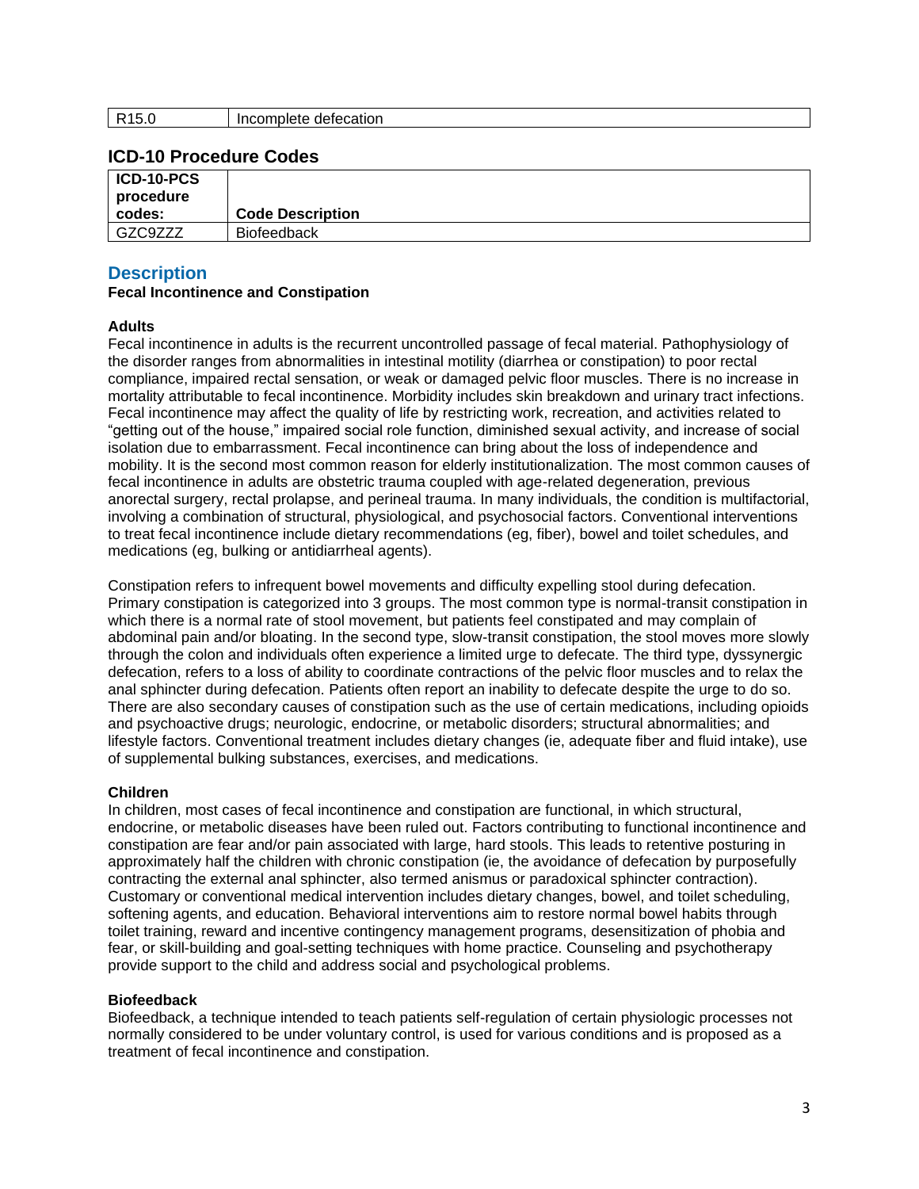| R15.0 | Incomplete defecation |
|---|---|

## ICD-10 Procedure Codes

| ICD-10-PCS procedure codes: | Code Description |
|---|---|
| GZC9ZZZ | Biofeedback |

## Description

**Fecal Incontinence and Constipation**

**Adults**

Fecal incontinence in adults is the recurrent uncontrolled passage of fecal material. Pathophysiology of the disorder ranges from abnormalities in intestinal motility (diarrhea or constipation) to poor rectal compliance, impaired rectal sensation, or weak or damaged pelvic floor muscles. There is no increase in mortality attributable to fecal incontinence. Morbidity includes skin breakdown and urinary tract infections. Fecal incontinence may affect the quality of life by restricting work, recreation, and activities related to "getting out of the house," impaired social role function, diminished sexual activity, and increase of social isolation due to embarrassment. Fecal incontinence can bring about the loss of independence and mobility. It is the second most common reason for elderly institutionalization. The most common causes of fecal incontinence in adults are obstetric trauma coupled with age-related degeneration, previous anorectal surgery, rectal prolapse, and perineal trauma. In many individuals, the condition is multifactorial, involving a combination of structural, physiological, and psychosocial factors. Conventional interventions to treat fecal incontinence include dietary recommendations (eg, fiber), bowel and toilet schedules, and medications (eg, bulking or antidiarrheal agents).

Constipation refers to infrequent bowel movements and difficulty expelling stool during defecation. Primary constipation is categorized into 3 groups. The most common type is normal-transit constipation in which there is a normal rate of stool movement, but patients feel constipated and may complain of abdominal pain and/or bloating. In the second type, slow-transit constipation, the stool moves more slowly through the colon and individuals often experience a limited urge to defecate. The third type, dyssynergic defecation, refers to a loss of ability to coordinate contractions of the pelvic floor muscles and to relax the anal sphincter during defecation. Patients often report an inability to defecate despite the urge to do so. There are also secondary causes of constipation such as the use of certain medications, including opioids and psychoactive drugs; neurologic, endocrine, or metabolic disorders; structural abnormalities; and lifestyle factors. Conventional treatment includes dietary changes (ie, adequate fiber and fluid intake), use of supplemental bulking substances, exercises, and medications.

**Children**

In children, most cases of fecal incontinence and constipation are functional, in which structural, endocrine, or metabolic diseases have been ruled out. Factors contributing to functional incontinence and constipation are fear and/or pain associated with large, hard stools. This leads to retentive posturing in approximately half the children with chronic constipation (ie, the avoidance of defecation by purposefully contracting the external anal sphincter, also termed anismus or paradoxical sphincter contraction). Customary or conventional medical intervention includes dietary changes, bowel, and toilet scheduling, softening agents, and education. Behavioral interventions aim to restore normal bowel habits through toilet training, reward and incentive contingency management programs, desensitization of phobia and fear, or skill-building and goal-setting techniques with home practice. Counseling and psychotherapy provide support to the child and address social and psychological problems.

**Biofeedback**

Biofeedback, a technique intended to teach patients self-regulation of certain physiologic processes not normally considered to be under voluntary control, is used for various conditions and is proposed as a treatment of fecal incontinence and constipation.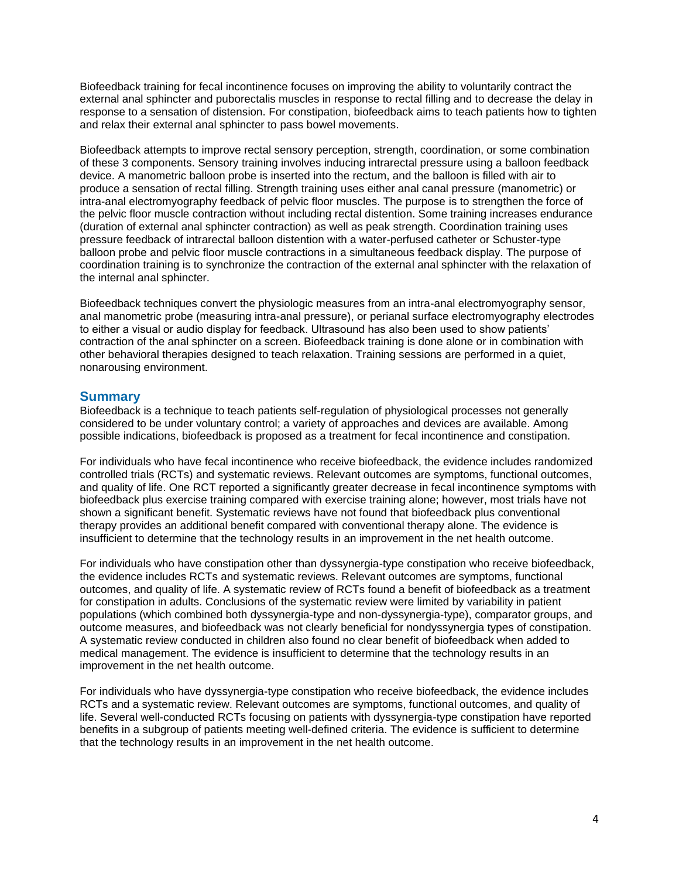Biofeedback training for fecal incontinence focuses on improving the ability to voluntarily contract the external anal sphincter and puborectalis muscles in response to rectal filling and to decrease the delay in response to a sensation of distension. For constipation, biofeedback aims to teach patients how to tighten and relax their external anal sphincter to pass bowel movements.

Biofeedback attempts to improve rectal sensory perception, strength, coordination, or some combination of these 3 components. Sensory training involves inducing intrarectal pressure using a balloon feedback device. A manometric balloon probe is inserted into the rectum, and the balloon is filled with air to produce a sensation of rectal filling. Strength training uses either anal canal pressure (manometric) or intra-anal electromyography feedback of pelvic floor muscles. The purpose is to strengthen the force of the pelvic floor muscle contraction without including rectal distention. Some training increases endurance (duration of external anal sphincter contraction) as well as peak strength. Coordination training uses pressure feedback of intrarectal balloon distention with a water-perfused catheter or Schuster-type balloon probe and pelvic floor muscle contractions in a simultaneous feedback display. The purpose of coordination training is to synchronize the contraction of the external anal sphincter with the relaxation of the internal anal sphincter.

Biofeedback techniques convert the physiologic measures from an intra-anal electromyography sensor, anal manometric probe (measuring intra-anal pressure), or perianal surface electromyography electrodes to either a visual or audio display for feedback. Ultrasound has also been used to show patients' contraction of the anal sphincter on a screen. Biofeedback training is done alone or in combination with other behavioral therapies designed to teach relaxation. Training sessions are performed in a quiet, nonarousing environment.

## Summary

Biofeedback is a technique to teach patients self-regulation of physiological processes not generally considered to be under voluntary control; a variety of approaches and devices are available. Among possible indications, biofeedback is proposed as a treatment for fecal incontinence and constipation.

For individuals who have fecal incontinence who receive biofeedback, the evidence includes randomized controlled trials (RCTs) and systematic reviews. Relevant outcomes are symptoms, functional outcomes, and quality of life. One RCT reported a significantly greater decrease in fecal incontinence symptoms with biofeedback plus exercise training compared with exercise training alone; however, most trials have not shown a significant benefit. Systematic reviews have not found that biofeedback plus conventional therapy provides an additional benefit compared with conventional therapy alone. The evidence is insufficient to determine that the technology results in an improvement in the net health outcome.

For individuals who have constipation other than dyssynergia-type constipation who receive biofeedback, the evidence includes RCTs and systematic reviews. Relevant outcomes are symptoms, functional outcomes, and quality of life. A systematic review of RCTs found a benefit of biofeedback as a treatment for constipation in adults. Conclusions of the systematic review were limited by variability in patient populations (which combined both dyssynergia-type and non-dyssynergia-type), comparator groups, and outcome measures, and biofeedback was not clearly beneficial for nondyssynergia types of constipation. A systematic review conducted in children also found no clear benefit of biofeedback when added to medical management. The evidence is insufficient to determine that the technology results in an improvement in the net health outcome.

For individuals who have dyssynergia-type constipation who receive biofeedback, the evidence includes RCTs and a systematic review. Relevant outcomes are symptoms, functional outcomes, and quality of life. Several well-conducted RCTs focusing on patients with dyssynergia-type constipation have reported benefits in a subgroup of patients meeting well-defined criteria. The evidence is sufficient to determine that the technology results in an improvement in the net health outcome.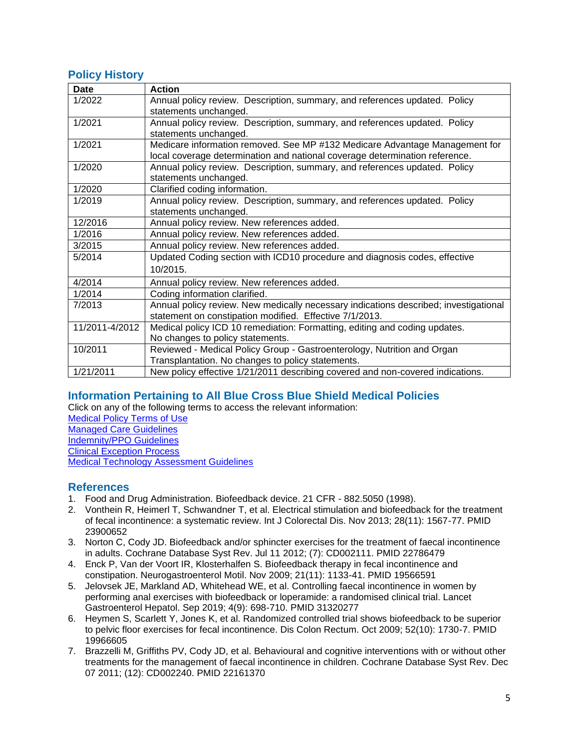## Policy History

| Date | Action |
|---|---|
| 1/2022 | Annual policy review. Description, summary, and references updated. Policy statements unchanged. |
| 1/2021 | Annual policy review. Description, summary, and references updated. Policy statements unchanged. |
| 1/2021 | Medicare information removed. See MP #132 Medicare Advantage Management for local coverage determination and national coverage determination reference. |
| 1/2020 | Annual policy review. Description, summary, and references updated. Policy statements unchanged. |
| 1/2020 | Clarified coding information. |
| 1/2019 | Annual policy review. Description, summary, and references updated. Policy statements unchanged. |
| 12/2016 | Annual policy review. New references added. |
| 1/2016 | Annual policy review. New references added. |
| 3/2015 | Annual policy review. New references added. |
| 5/2014 | Updated Coding section with ICD10 procedure and diagnosis codes, effective 10/2015. |
| 4/2014 | Annual policy review. New references added. |
| 1/2014 | Coding information clarified. |
| 7/2013 | Annual policy review. New medically necessary indications described; investigational statement on constipation modified. Effective 7/1/2013. |
| 11/2011-4/2012 | Medical policy ICD 10 remediation: Formatting, editing and coding updates. No changes to policy statements. |
| 10/2011 | Reviewed - Medical Policy Group - Gastroenterology, Nutrition and Organ Transplantation. No changes to policy statements. |
| 1/21/2011 | New policy effective 1/21/2011 describing covered and non-covered indications. |

## Information Pertaining to All Blue Cross Blue Shield Medical Policies

Click on any of the following terms to access the relevant information:

Medical Policy Terms of Use
Managed Care Guidelines
Indemnity/PPO Guidelines
Clinical Exception Process
Medical Technology Assessment Guidelines

## References

1. Food and Drug Administration. Biofeedback device. 21 CFR - 882.5050 (1998).
2. Vonthein R, Heimerl T, Schwandner T, et al. Electrical stimulation and biofeedback for the treatment of fecal incontinence: a systematic review. Int J Colorectal Dis. Nov 2013; 28(11): 1567-77. PMID 23900652
3. Norton C, Cody JD. Biofeedback and/or sphincter exercises for the treatment of faecal incontinence in adults. Cochrane Database Syst Rev. Jul 11 2012; (7): CD002111. PMID 22786479
4. Enck P, Van der Voort IR, Klosterhalfen S. Biofeedback therapy in fecal incontinence and constipation. Neurogastroenterol Motil. Nov 2009; 21(11): 1133-41. PMID 19566591
5. Jelovsek JE, Markland AD, Whitehead WE, et al. Controlling faecal incontinence in women by performing anal exercises with biofeedback or loperamide: a randomised clinical trial. Lancet Gastroenterol Hepatol. Sep 2019; 4(9): 698-710. PMID 31320277
6. Heymen S, Scarlett Y, Jones K, et al. Randomized controlled trial shows biofeedback to be superior to pelvic floor exercises for fecal incontinence. Dis Colon Rectum. Oct 2009; 52(10): 1730-7. PMID 19966605
7. Brazzelli M, Griffiths PV, Cody JD, et al. Behavioural and cognitive interventions with or without other treatments for the management of faecal incontinence in children. Cochrane Database Syst Rev. Dec 07 2011; (12): CD002240. PMID 22161370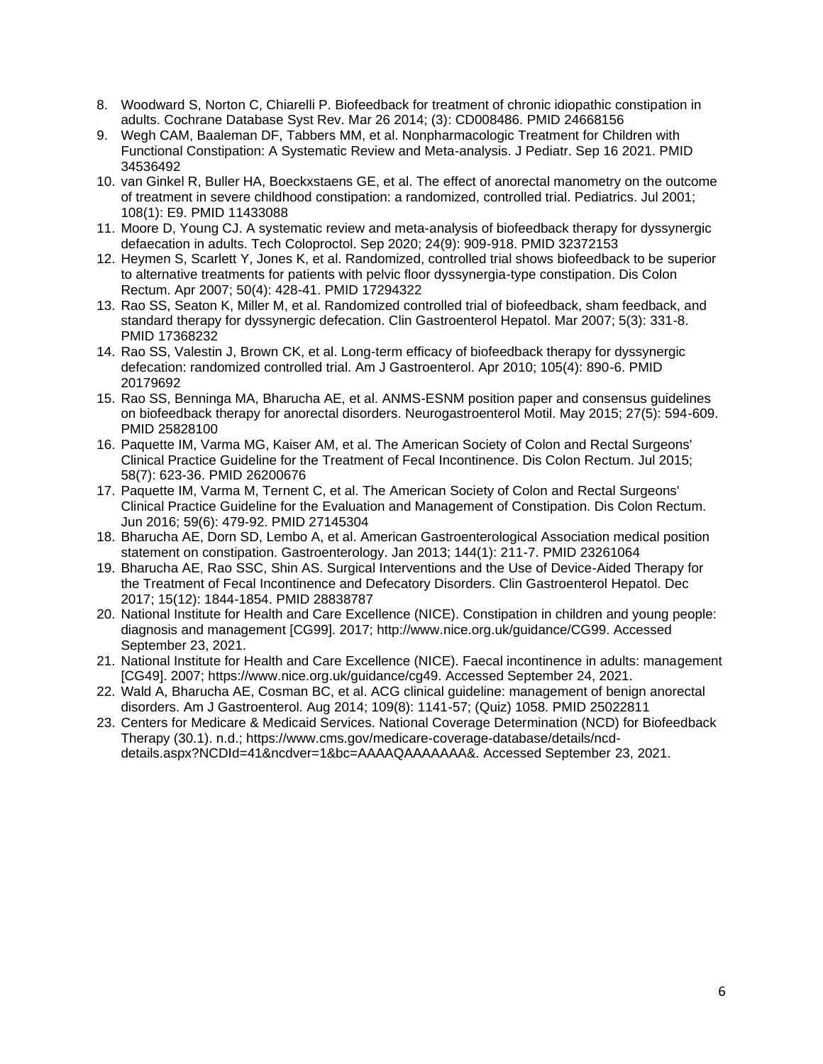8. Woodward S, Norton C, Chiarelli P. Biofeedback for treatment of chronic idiopathic constipation in adults. Cochrane Database Syst Rev. Mar 26 2014; (3): CD008486. PMID 24668156
9. Wegh CAM, Baaleman DF, Tabbers MM, et al. Nonpharmacologic Treatment for Children with Functional Constipation: A Systematic Review and Meta-analysis. J Pediatr. Sep 16 2021. PMID 34536492
10. van Ginkel R, Buller HA, Boeckxstaens GE, et al. The effect of anorectal manometry on the outcome of treatment in severe childhood constipation: a randomized, controlled trial. Pediatrics. Jul 2001; 108(1): E9. PMID 11433088
11. Moore D, Young CJ. A systematic review and meta-analysis of biofeedback therapy for dyssynergic defaecation in adults. Tech Coloproctol. Sep 2020; 24(9): 909-918. PMID 32372153
12. Heymen S, Scarlett Y, Jones K, et al. Randomized, controlled trial shows biofeedback to be superior to alternative treatments for patients with pelvic floor dyssynergia-type constipation. Dis Colon Rectum. Apr 2007; 50(4): 428-41. PMID 17294322
13. Rao SS, Seaton K, Miller M, et al. Randomized controlled trial of biofeedback, sham feedback, and standard therapy for dyssynergic defecation. Clin Gastroenterol Hepatol. Mar 2007; 5(3): 331-8. PMID 17368232
14. Rao SS, Valestin J, Brown CK, et al. Long-term efficacy of biofeedback therapy for dyssynergic defecation: randomized controlled trial. Am J Gastroenterol. Apr 2010; 105(4): 890-6. PMID 20179692
15. Rao SS, Benninga MA, Bharucha AE, et al. ANMS-ESNM position paper and consensus guidelines on biofeedback therapy for anorectal disorders. Neurogastroenterol Motil. May 2015; 27(5): 594-609. PMID 25828100
16. Paquette IM, Varma MG, Kaiser AM, et al. The American Society of Colon and Rectal Surgeons' Clinical Practice Guideline for the Treatment of Fecal Incontinence. Dis Colon Rectum. Jul 2015; 58(7): 623-36. PMID 26200676
17. Paquette IM, Varma M, Ternent C, et al. The American Society of Colon and Rectal Surgeons' Clinical Practice Guideline for the Evaluation and Management of Constipation. Dis Colon Rectum. Jun 2016; 59(6): 479-92. PMID 27145304
18. Bharucha AE, Dorn SD, Lembo A, et al. American Gastroenterological Association medical position statement on constipation. Gastroenterology. Jan 2013; 144(1): 211-7. PMID 23261064
19. Bharucha AE, Rao SSC, Shin AS. Surgical Interventions and the Use of Device-Aided Therapy for the Treatment of Fecal Incontinence and Defecatory Disorders. Clin Gastroenterol Hepatol. Dec 2017; 15(12): 1844-1854. PMID 28838787
20. National Institute for Health and Care Excellence (NICE). Constipation in children and young people: diagnosis and management [CG99]. 2017; http://www.nice.org.uk/guidance/CG99. Accessed September 23, 2021.
21. National Institute for Health and Care Excellence (NICE). Faecal incontinence in adults: management [CG49]. 2007; https://www.nice.org.uk/guidance/cg49. Accessed September 24, 2021.
22. Wald A, Bharucha AE, Cosman BC, et al. ACG clinical guideline: management of benign anorectal disorders. Am J Gastroenterol. Aug 2014; 109(8): 1141-57; (Quiz) 1058. PMID 25022811
23. Centers for Medicare & Medicaid Services. National Coverage Determination (NCD) for Biofeedback Therapy (30.1). n.d.; https://www.cms.gov/medicare-coverage-database/details/ncd-details.aspx?NCDId=41&ncdver=1&bc=AAAAQAAAAAAA&. Accessed September 23, 2021.